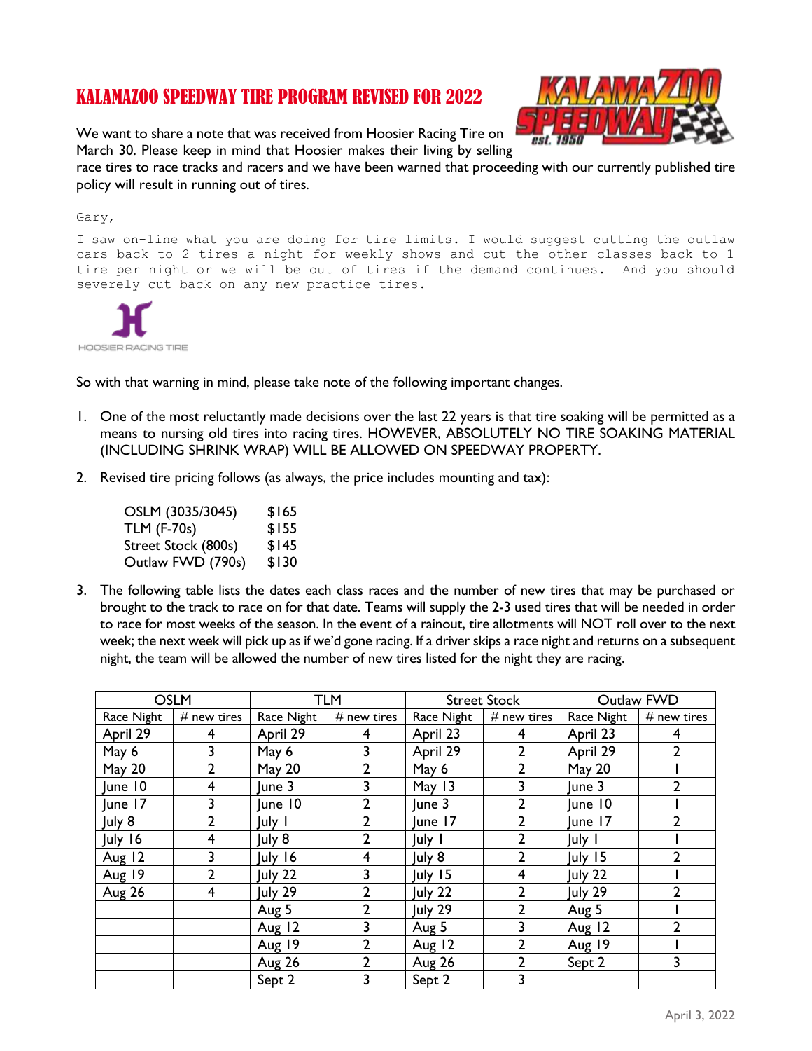# KALAMAZOO SPEEDWAY TIRE PROGRAM REVISED FOR 2022

We want to share a note that was received from Hoosier Racing Tire on March 30. Please keep in mind that Hoosier makes their living by selling race tires to race tracks and racers and we have been warned that proceeding with our currently published tire policy will result in running out of tires.

```
Gary,

I saw on-line what you are doing for tire limits. I would suggest cutting the outlaw cars back to 2 tires a night for weekly shows and cut the other classes back to 1 tire per night or we will be out of tires if the demand continues.  And you should severely cut back on any new practice tires.
```

HOOSIER RACING TIRE

So with that warning in mind, please take note of the following important changes.

1. One of the most reluctantly made decisions over the last 22 years is that tire soaking will be permitted as a means to nursing old tires into racing tires. HOWEVER, ABSOLUTELY NO TIRE SOAKING MATERIAL (INCLUDING SHRINK WRAP) WILL BE ALLOWED ON SPEEDWAY PROPERTY.

2. Revised tire pricing follows (as always, the price includes mounting and tax):

| | |
|---|---|
| OSLM (3035/3045) | $165 |
| TLM (F-70s) | $155 |
| Street Stock (800s) | $145 |
| Outlaw FWD (790s) | $130 |

3. The following table lists the dates each class races and the number of new tires that may be purchased or brought to the track to race on for that date. Teams will supply the 2-3 used tires that will be needed in order to race for most weeks of the season. In the event of a rainout, tire allotments will NOT roll over to the next week; the next week will pick up as if we'd gone racing. If a driver skips a race night and returns on a subsequent night, the team will be allowed the number of new tires listed for the night they are racing.

| OSLM | | TLM | | Street Stock | | Outlaw FWD | |
|---|---|---|---|---|---|---|---|
| Race Night | # new tires | Race Night | # new tires | Race Night | # new tires | Race Night | # new tires |
| April 29 | 4 | April 29 | 4 | April 23 | 4 | April 23 | 4 |
| May 6 | 3 | May 6 | 3 | April 29 | 2 | April 29 | 2 |
| May 20 | 2 | May 20 | 2 | May 6 | 2 | May 20 | 1 |
| June 10 | 4 | June 3 | 3 | May 13 | 3 | June 3 | 2 |
| June 17 | 3 | June 10 | 2 | June 3 | 2 | June 10 | 1 |
| July 8 | 2 | July 1 | 2 | June 17 | 2 | June 17 | 2 |
| July 16 | 4 | July 8 | 2 | July 1 | 2 | July 1 | 1 |
| Aug 12 | 3 | July 16 | 4 | July 8 | 2 | July 15 | 2 |
| Aug 19 | 2 | July 22 | 3 | July 15 | 4 | July 22 | 1 |
| Aug 26 | 4 | July 29 | 2 | July 22 | 2 | July 29 | 2 |
| | | Aug 5 | 2 | July 29 | 2 | Aug 5 | 1 |
| | | Aug 12 | 3 | Aug 5 | 3 | Aug 12 | 2 |
| | | Aug 19 | 2 | Aug 12 | 2 | Aug 19 | 1 |
| | | Aug 26 | 2 | Aug 26 | 2 | Sept 2 | 3 |
| | | Sept 2 | 3 | Sept 2 | 3 | | |

April 3, 2022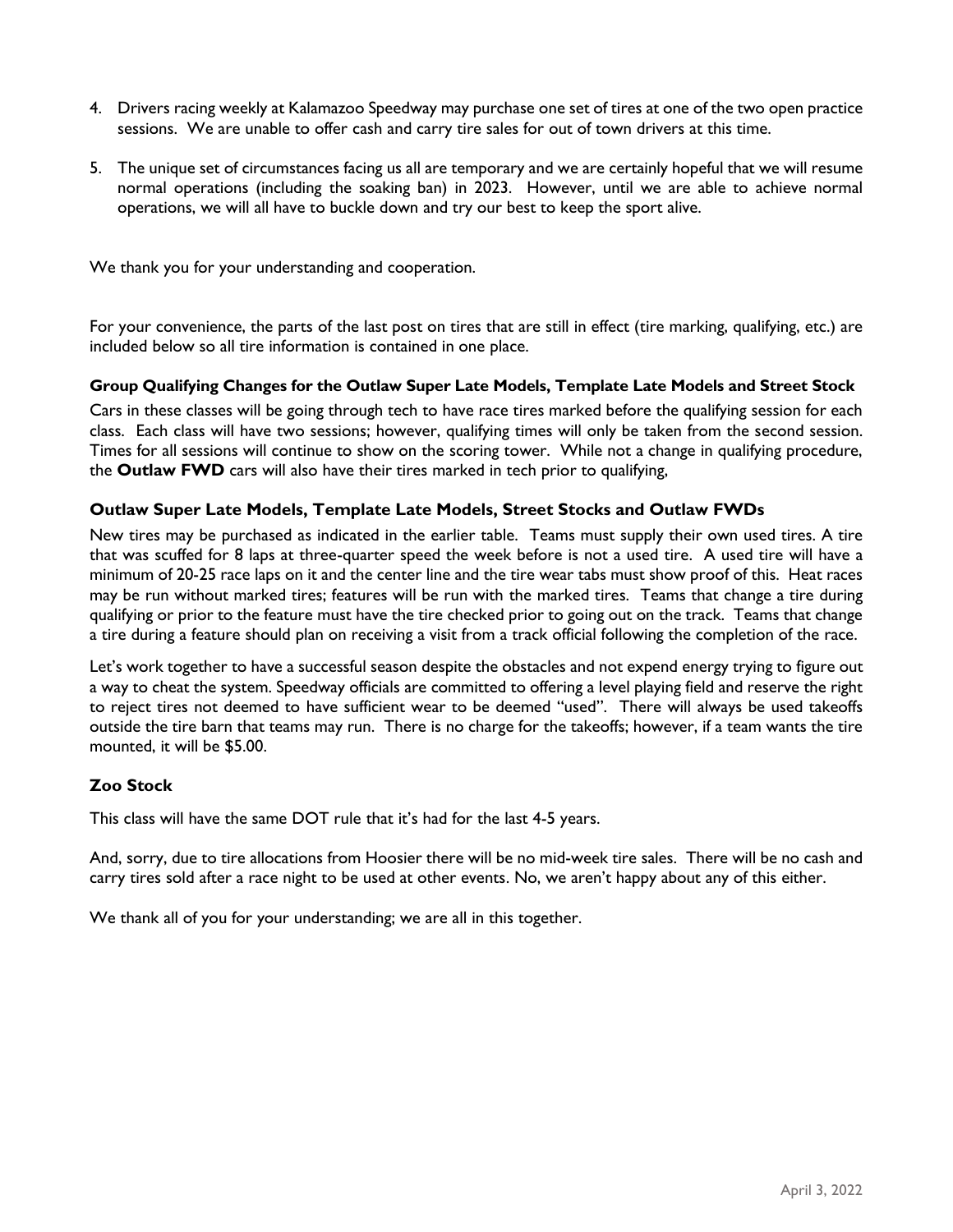4. Drivers racing weekly at Kalamazoo Speedway may purchase one set of tires at one of the two open practice sessions. We are unable to offer cash and carry tire sales for out of town drivers at this time.

5. The unique set of circumstances facing us all are temporary and we are certainly hopeful that we will resume normal operations (including the soaking ban) in 2023. However, until we are able to achieve normal operations, we will all have to buckle down and try our best to keep the sport alive.

We thank you for your understanding and cooperation.

For your convenience, the parts of the last post on tires that are still in effect (tire marking, qualifying, etc.) are included below so all tire information is contained in one place.

#### Group Qualifying Changes for the Outlaw Super Late Models, Template Late Models and Street Stock

Cars in these classes will be going through tech to have race tires marked before the qualifying session for each class. Each class will have two sessions; however, qualifying times will only be taken from the second session. Times for all sessions will continue to show on the scoring tower. While not a change in qualifying procedure, the **Outlaw FWD** cars will also have their tires marked in tech prior to qualifying,

#### Outlaw Super Late Models, Template Late Models, Street Stocks and Outlaw FWDs

New tires may be purchased as indicated in the earlier table. Teams must supply their own used tires. A tire that was scuffed for 8 laps at three-quarter speed the week before is not a used tire. A used tire will have a minimum of 20-25 race laps on it and the center line and the tire wear tabs must show proof of this. Heat races may be run without marked tires; features will be run with the marked tires. Teams that change a tire during qualifying or prior to the feature must have the tire checked prior to going out on the track. Teams that change a tire during a feature should plan on receiving a visit from a track official following the completion of the race.

Let's work together to have a successful season despite the obstacles and not expend energy trying to figure out a way to cheat the system. Speedway officials are committed to offering a level playing field and reserve the right to reject tires not deemed to have sufficient wear to be deemed "used". There will always be used takeoffs outside the tire barn that teams may run. There is no charge for the takeoffs; however, if a team wants the tire mounted, it will be $5.00.

### Zoo Stock

This class will have the same DOT rule that it's had for the last 4-5 years.

And, sorry, due to tire allocations from Hoosier there will be no mid-week tire sales. There will be no cash and carry tires sold after a race night to be used at other events. No, we aren't happy about any of this either.

We thank all of you for your understanding; we are all in this together.

April 3, 2022